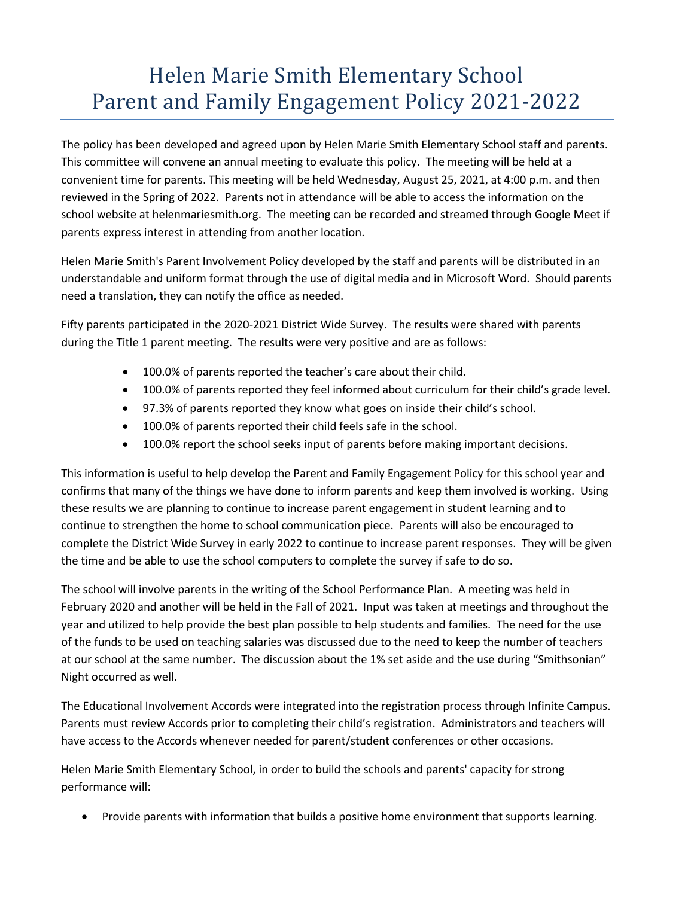# Helen Marie Smith Elementary School
# Parent and Family Engagement Policy 2021-2022

The policy has been developed and agreed upon by Helen Marie Smith Elementary School staff and parents. This committee will convene an annual meeting to evaluate this policy. The meeting will be held at a convenient time for parents. This meeting will be held Wednesday, August 25, 2021, at 4:00 p.m. and then reviewed in the Spring of 2022. Parents not in attendance will be able to access the information on the school website at helenmariesmith.org. The meeting can be recorded and streamed through Google Meet if parents express interest in attending from another location.

Helen Marie Smith's Parent Involvement Policy developed by the staff and parents will be distributed in an understandable and uniform format through the use of digital media and in Microsoft Word. Should parents need a translation, they can notify the office as needed.

Fifty parents participated in the 2020-2021 District Wide Survey. The results were shared with parents during the Title 1 parent meeting. The results were very positive and are as follows:

- 100.0% of parents reported the teacher's care about their child.
- 100.0% of parents reported they feel informed about curriculum for their child's grade level.
- 97.3% of parents reported they know what goes on inside their child's school.
- 100.0% of parents reported their child feels safe in the school.
- 100.0% report the school seeks input of parents before making important decisions.

This information is useful to help develop the Parent and Family Engagement Policy for this school year and confirms that many of the things we have done to inform parents and keep them involved is working. Using these results we are planning to continue to increase parent engagement in student learning and to continue to strengthen the home to school communication piece. Parents will also be encouraged to complete the District Wide Survey in early 2022 to continue to increase parent responses. They will be given the time and be able to use the school computers to complete the survey if safe to do so.

The school will involve parents in the writing of the School Performance Plan. A meeting was held in February 2020 and another will be held in the Fall of 2021. Input was taken at meetings and throughout the year and utilized to help provide the best plan possible to help students and families. The need for the use of the funds to be used on teaching salaries was discussed due to the need to keep the number of teachers at our school at the same number. The discussion about the 1% set aside and the use during "Smithsonian" Night occurred as well.

The Educational Involvement Accords were integrated into the registration process through Infinite Campus. Parents must review Accords prior to completing their child's registration. Administrators and teachers will have access to the Accords whenever needed for parent/student conferences or other occasions.

Helen Marie Smith Elementary School, in order to build the schools and parents' capacity for strong performance will:

- Provide parents with information that builds a positive home environment that supports learning.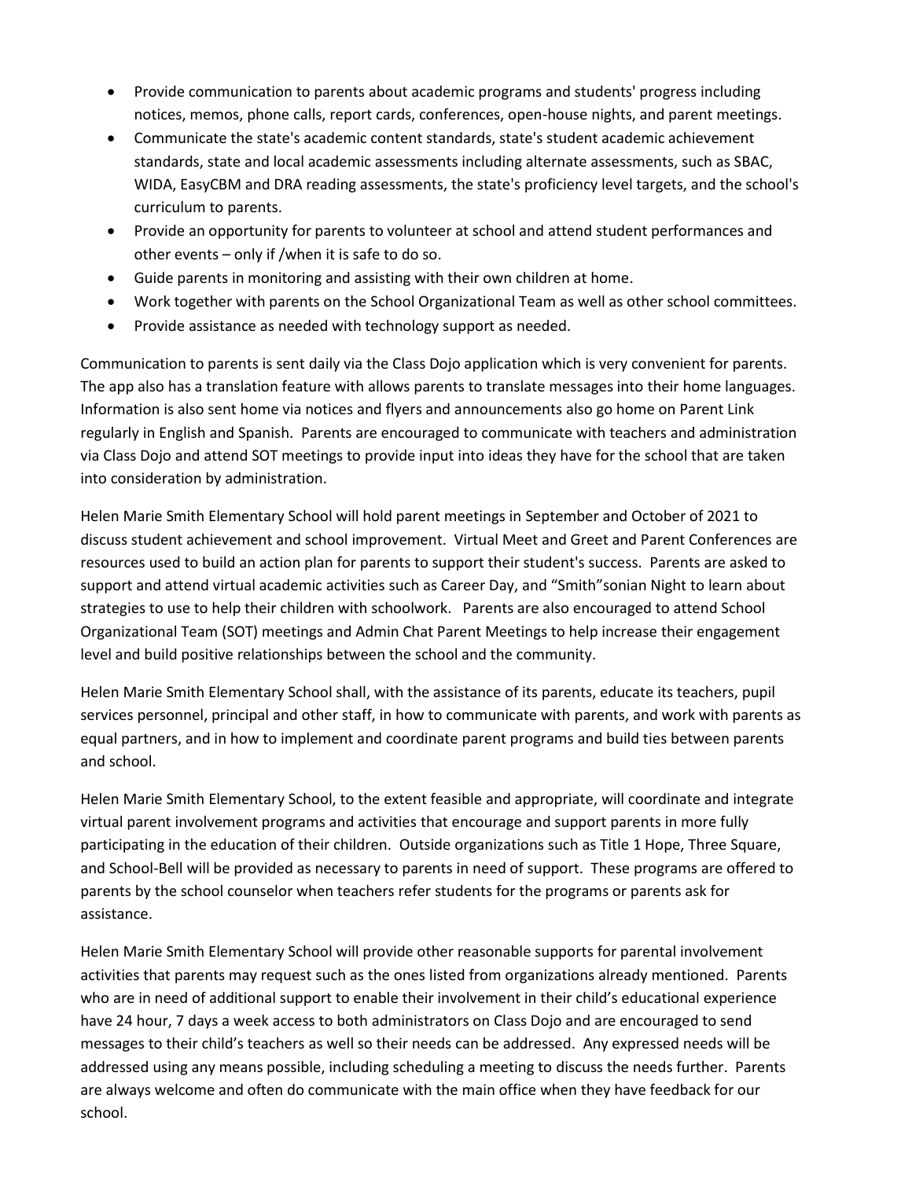- Provide communication to parents about academic programs and students' progress including notices, memos, phone calls, report cards, conferences, open-house nights, and parent meetings.
- Communicate the state's academic content standards, state's student academic achievement standards, state and local academic assessments including alternate assessments, such as SBAC, WIDA, EasyCBM and DRA reading assessments, the state's proficiency level targets, and the school's curriculum to parents.
- Provide an opportunity for parents to volunteer at school and attend student performances and other events – only if /when it is safe to do so.
- Guide parents in monitoring and assisting with their own children at home.
- Work together with parents on the School Organizational Team as well as other school committees.
- Provide assistance as needed with technology support as needed.

Communication to parents is sent daily via the Class Dojo application which is very convenient for parents. The app also has a translation feature with allows parents to translate messages into their home languages. Information is also sent home via notices and flyers and announcements also go home on Parent Link regularly in English and Spanish. Parents are encouraged to communicate with teachers and administration via Class Dojo and attend SOT meetings to provide input into ideas they have for the school that are taken into consideration by administration.

Helen Marie Smith Elementary School will hold parent meetings in September and October of 2021 to discuss student achievement and school improvement. Virtual Meet and Greet and Parent Conferences are resources used to build an action plan for parents to support their student's success. Parents are asked to support and attend virtual academic activities such as Career Day, and "Smith"sonian Night to learn about strategies to use to help their children with schoolwork. Parents are also encouraged to attend School Organizational Team (SOT) meetings and Admin Chat Parent Meetings to help increase their engagement level and build positive relationships between the school and the community.

Helen Marie Smith Elementary School shall, with the assistance of its parents, educate its teachers, pupil services personnel, principal and other staff, in how to communicate with parents, and work with parents as equal partners, and in how to implement and coordinate parent programs and build ties between parents and school.

Helen Marie Smith Elementary School, to the extent feasible and appropriate, will coordinate and integrate virtual parent involvement programs and activities that encourage and support parents in more fully participating in the education of their children. Outside organizations such as Title 1 Hope, Three Square, and School-Bell will be provided as necessary to parents in need of support. These programs are offered to parents by the school counselor when teachers refer students for the programs or parents ask for assistance.

Helen Marie Smith Elementary School will provide other reasonable supports for parental involvement activities that parents may request such as the ones listed from organizations already mentioned. Parents who are in need of additional support to enable their involvement in their child's educational experience have 24 hour, 7 days a week access to both administrators on Class Dojo and are encouraged to send messages to their child's teachers as well so their needs can be addressed. Any expressed needs will be addressed using any means possible, including scheduling a meeting to discuss the needs further. Parents are always welcome and often do communicate with the main office when they have feedback for our school.